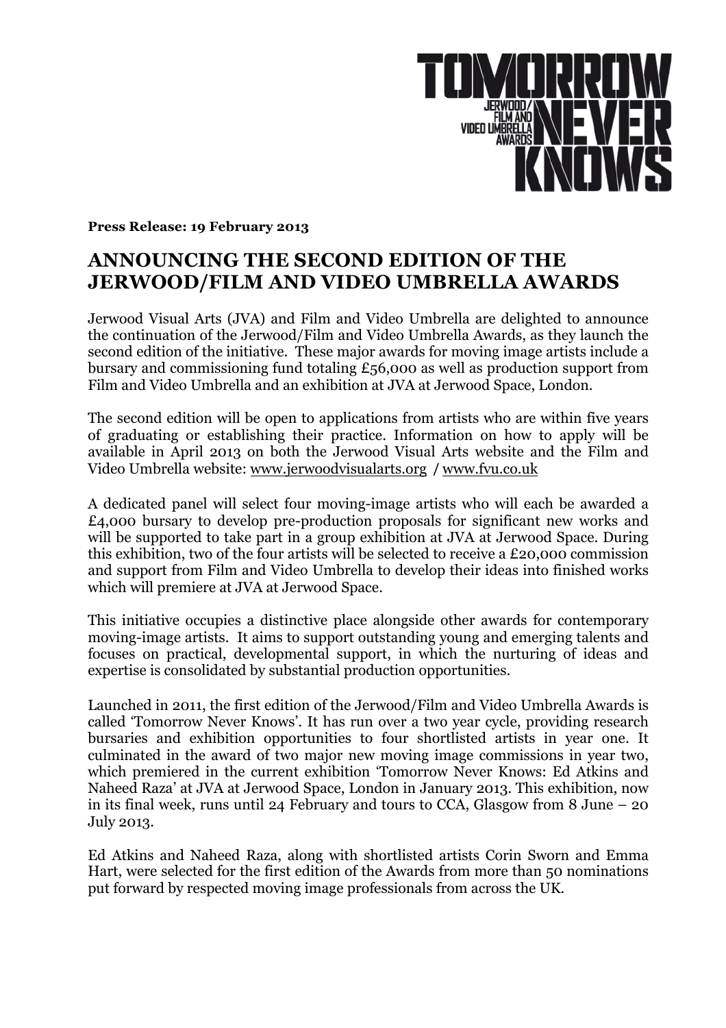# TOMORROW NEVER KNOWS

JERWOOD/ FILM AND VIDEO UMBRELLA AWARDS

**Press Release: 19 February 2013**

## ANNOUNCING THE SECOND EDITION OF THE JERWOOD/FILM AND VIDEO UMBRELLA AWARDS

Jerwood Visual Arts (JVA) and Film and Video Umbrella are delighted to announce the continuation of the Jerwood/Film and Video Umbrella Awards, as they launch the second edition of the initiative. These major awards for moving image artists include a bursary and commissioning fund totaling £56,000 as well as production support from Film and Video Umbrella and an exhibition at JVA at Jerwood Space, London.

The second edition will be open to applications from artists who are within five years of graduating or establishing their practice. Information on how to apply will be available in April 2013 on both the Jerwood Visual Arts website and the Film and Video Umbrella website: www.jerwoodvisualarts.org / www.fvu.co.uk

A dedicated panel will select four moving-image artists who will each be awarded a £4,000 bursary to develop pre-production proposals for significant new works and will be supported to take part in a group exhibition at JVA at Jerwood Space. During this exhibition, two of the four artists will be selected to receive a £20,000 commission and support from Film and Video Umbrella to develop their ideas into finished works which will premiere at JVA at Jerwood Space.

This initiative occupies a distinctive place alongside other awards for contemporary moving-image artists. It aims to support outstanding young and emerging talents and focuses on practical, developmental support, in which the nurturing of ideas and expertise is consolidated by substantial production opportunities.

Launched in 2011, the first edition of the Jerwood/Film and Video Umbrella Awards is called 'Tomorrow Never Knows'. It has run over a two year cycle, providing research bursaries and exhibition opportunities to four shortlisted artists in year one. It culminated in the award of two major new moving image commissions in year two, which premiered in the current exhibition 'Tomorrow Never Knows: Ed Atkins and Naheed Raza' at JVA at Jerwood Space, London in January 2013. This exhibition, now in its final week, runs until 24 February and tours to CCA, Glasgow from 8 June – 20 July 2013.

Ed Atkins and Naheed Raza, along with shortlisted artists Corin Sworn and Emma Hart, were selected for the first edition of the Awards from more than 50 nominations put forward by respected moving image professionals from across the UK.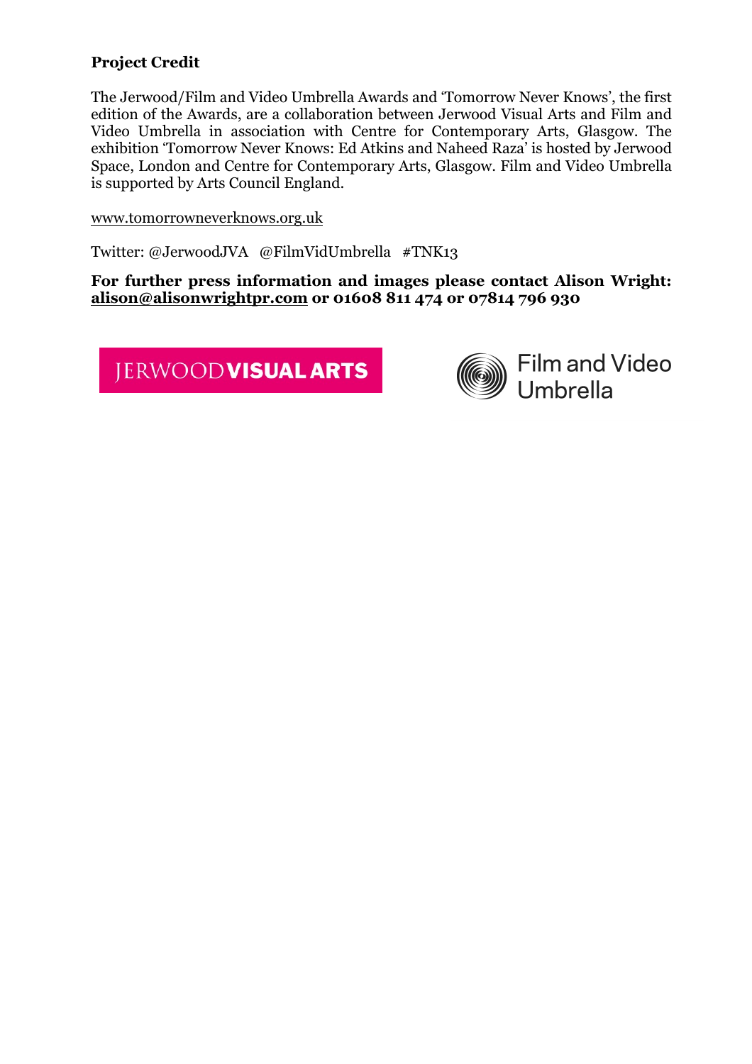**Project Credit**

The Jerwood/Film and Video Umbrella Awards and 'Tomorrow Never Knows', the first edition of the Awards, are a collaboration between Jerwood Visual Arts and Film and Video Umbrella in association with Centre for Contemporary Arts, Glasgow. The exhibition 'Tomorrow Never Knows: Ed Atkins and Naheed Raza' is hosted by Jerwood Space, London and Centre for Contemporary Arts, Glasgow. Film and Video Umbrella is supported by Arts Council England.

www.tomorrowneverknows.org.uk

Twitter: @JerwoodJVA @FilmVidUmbrella #TNK13

**For further press information and images please contact Alison Wright: alison@alisonwrightpr.com or 01608 811 474 or 07814 796 930**

JERWOOD **VISUAL ARTS**

Film and Video Umbrella